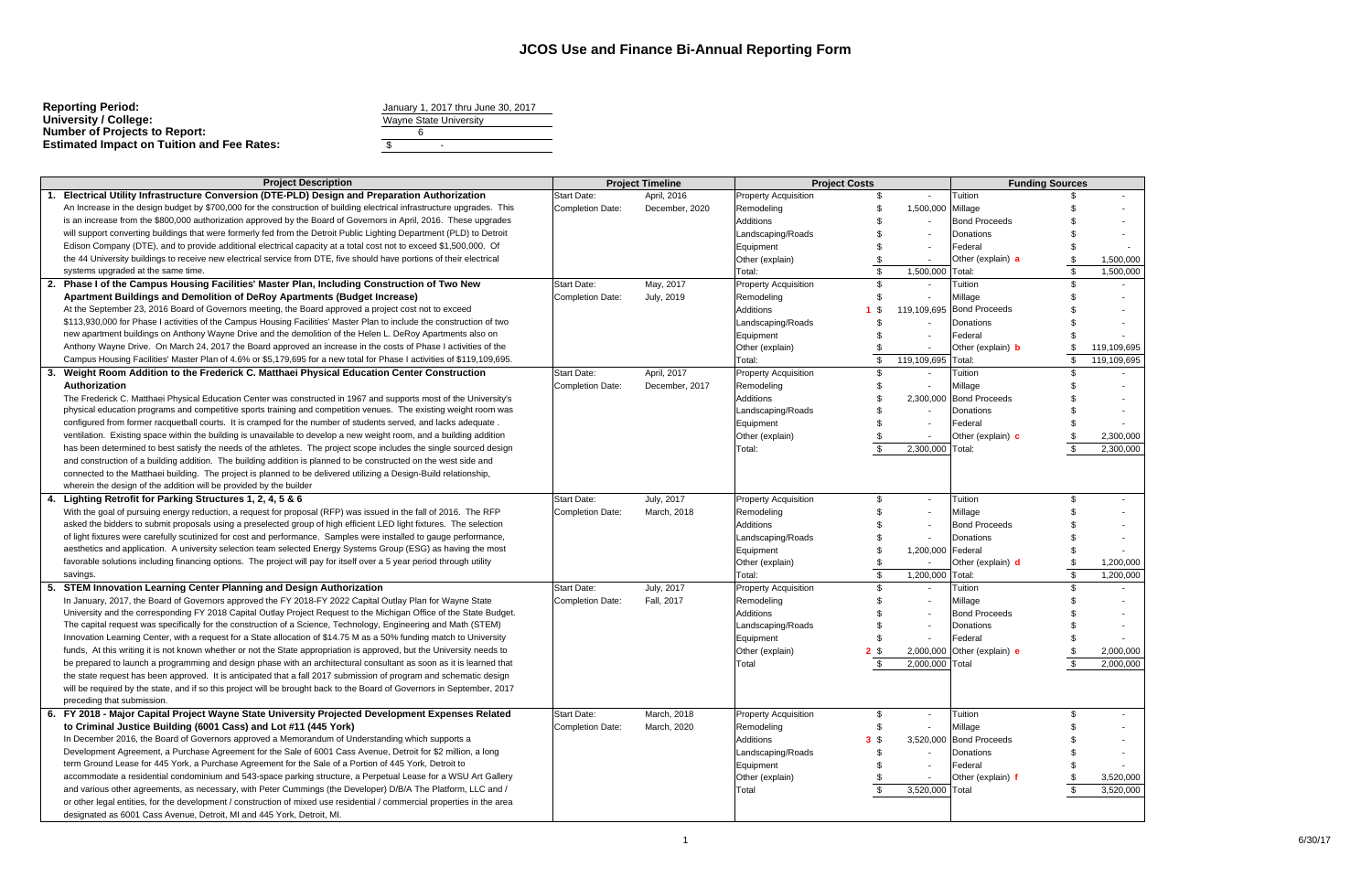# JCOS Use and Finance Bi-Annual Reporting Form

| | |
|---|---|
| **Reporting Period:** | January 1, 2017 thru June 30, 2017 |
| **University / College:** | Wayne State University |
| **Number of Projects to Report:** | 6 |
| **Estimated Impact on Tuition and Fee Rates:** | $ - |

| Project Description | Project Timeline | | Project Costs | | | Funding Sources | |
|---|---|---|---|---|---|---|---|
| **1. Electrical Utility Infrastructure Conversion (DTE-PLD) Design and Preparation Authorization** An Increase in the design budget by $700,000 for the construction of building electrical infrastructure upgrades. This is an increase from the $800,000 authorization approved by the Board of Governors in April, 2016. These upgrades will support converting buildings that were formerly fed from the Detroit Public Lighting Department (PLD) to Detroit Edison Company (DTE), and to provide additional electrical capacity at a total cost not to exceed $1,500,000. Of the 44 University buildings to receive new electrical service from DTE, five should have portions of their electrical systems upgraded at the same time. | Start Date: | April, 2016 | Property Acquisition | | $ - | Tuition | $ - |
| | Completion Date: | December, 2020 | Remodeling | | $ 1,500,000 | Millage | $ - |
| | | | Additions | | $ - | Bond Proceeds | $ - |
| | | | Landscaping/Roads | | $ - | Donations | $ - |
| | | | Equipment | | $ - | Federal | $ - |
| | | | Other (explain) | | $ - | Other (explain) **a** | $ 1,500,000 |
| | | | Total: | | $ 1,500,000 | Total: | $ 1,500,000 |
| **2. Phase I of the Campus Housing Facilities' Master Plan, Including Construction of Two New Apartment Buildings and Demolition of DeRoy Apartments (Budget Increase)** At the September 23, 2016 Board of Governors meeting, the Board approved a project cost not to exceed $113,930,000 for Phase I activities of the Campus Housing Facilities' Master Plan to include the construction of two new apartment buildings on Anthony Wayne Drive and the demolition of the Helen L. DeRoy Apartments also on Anthony Wayne Drive. On March 24, 2017 the Board approved an increase in the costs of Phase I activities of the Campus Housing Facilities' Master Plan of 4.6% or $5,179,695 for a new total for Phase I activities of $119,109,695. | Start Date: | May, 2017 | Property Acquisition | | $ - | Tuition | $ - |
| | Completion Date: | July, 2019 | Remodeling | | $ - | Millage | $ - |
| | | | Additions | 1 | $ 119,109,695 | Bond Proceeds | $ - |
| | | | Landscaping/Roads | | $ - | Donations | $ - |
| | | | Equipment | | $ - | Federal | $ - |
| | | | Other (explain) | | $ - | Other (explain) **b** | $ 119,109,695 |
| | | | Total: | | $ 119,109,695 | Total: | $ 119,109,695 |
| **3. Weight Room Addition to the Frederick C. Matthaei Physical Education Center Construction Authorization** The Frederick C. Matthaei Physical Education Center was constructed in 1967 and supports most of the University's physical education programs and competitive sports training and competition venues. The existing weight room was configured from former racquetball courts. It is cramped for the number of students served, and lacks adequate . ventilation. Existing space within the building is unavailable to develop a new weight room, and a building addition has been determined to best satisfy the needs of the athletes. The project scope includes the single sourced design and construction of a building addition. The building addition is planned to be constructed on the west side and connected to the Matthaei building. The project is planned to be delivered utilizing a Design-Build relationship, wherein the design of the addition will be provided by the builder | Start Date: | April, 2017 | Property Acquisition | | $ - | Tuition | $ - |
| | Completion Date: | December, 2017 | Remodeling | | $ - | Millage | $ - |
| | | | Additions | | $ 2,300,000 | Bond Proceeds | $ - |
| | | | Landscaping/Roads | | $ - | Donations | $ - |
| | | | Equipment | | $ - | Federal | $ - |
| | | | Other (explain) | | $ - | Other (explain) **c** | $ 2,300,000 |
| | | | Total: | | $ 2,300,000 | Total: | $ 2,300,000 |
| **4. Lighting Retrofit for Parking Structures 1, 2, 4, 5 & 6** With the goal of pursuing energy reduction, a request for proposal (RFP) was issued in the fall of 2016. The RFP asked the bidders to submit proposals using a preselected group of high efficient LED light fixtures. The selection of light fixtures were carefully scutinized for cost and performance. Samples were installed to gauge performance, aesthetics and application. A university selection team selected Energy Systems Group (ESG) as having the most favorable solutions including financing options. The project will pay for itself over a 5 year period through utility savings. | Start Date: | July, 2017 | Property Acquisition | | $ - | Tuition | $ - |
| | Completion Date: | March, 2018 | Remodeling | | $ - | Millage | $ - |
| | | | Additions | | $ - | Bond Proceeds | $ - |
| | | | Landscaping/Roads | | $ - | Donations | $ - |
| | | | Equipment | | $ 1,200,000 | Federal | $ - |
| | | | Other (explain) | | $ - | Other (explain) **d** | $ 1,200,000 |
| | | | Total: | | $ 1,200,000 | Total: | $ 1,200,000 |
| **5. STEM Innovation Learning Center Planning and Design Authorization** In January, 2017, the Board of Governors approved the FY 2018-FY 2022 Capital Outlay Plan for Wayne State University and the corresponding FY 2018 Capital Outlay Project Request to the Michigan Office of the State Budget. The capital request was specifically for the construction of a Science, Technology, Engineering and Math (STEM) Innovation Learning Center, with a request for a State allocation of $14.75 M as a 50% funding match to University funds, At this writing it is not known whether or not the State appropriation is approved, but the University needs to be prepared to launch a programming and design phase with an architectural consultant as soon as it is learned that the state request has been approved. It is anticipated that a fall 2017 submission of program and schematic design will be required by the state, and if so this project will be brought back to the Board of Governors in September, 2017 preceding that submission. | Start Date: | July, 2017 | Property Acquisition | | $ - | Tuition | $ - |
| | Completion Date: | Fall, 2017 | Remodeling | | $ - | Millage | $ - |
| | | | Additions | | $ - | Bond Proceeds | $ - |
| | | | Landscaping/Roads | | $ - | Donations | $ - |
| | | | Equipment | | $ - | Federal | $ - |
| | | | Other (explain) | 2 | $ 2,000,000 | Other (explain) **e** | $ 2,000,000 |
| | | | Total | | $ 2,000,000 | Total | $ 2,000,000 |
| **6. FY 2018 - Major Capital Project Wayne State University Projected Development Expenses Related to Criminal Justice Building (6001 Cass) and Lot #11 (445 York)** In December 2016, the Board of Governors approved a Memorandum of Understanding which supports a Development Agreement, a Purchase Agreement for the Sale of 6001 Cass Avenue, Detroit for $2 million, a long term Ground Lease for 445 York, a Purchase Agreement for the Sale of a Portion of 445 York, Detroit to accommodate a residential condominium and 543-space parking structure, a Perpetual Lease for a WSU Art Gallery and various other agreements, as necessary, with Peter Cummings (the Developer) D/B/A The Platform, LLC and / or other legal entities, for the development / construction of mixed use residential / commercial properties in the area designated as 6001 Cass Avenue, Detroit, MI and 445 York, Detroit, MI. | Start Date: | March, 2018 | Property Acquisition | | $ - | Tuition | $ - |
| | Completion Date: | March, 2020 | Remodeling | | $ - | Millage | $ - |
| | | | Additions | 3 | $ 3,520,000 | Bond Proceeds | $ - |
| | | | Landscaping/Roads | | $ - | Donations | $ - |
| | | | Equipment | | $ - | Federal | $ - |
| | | | Other (explain) | | $ - | Other (explain) **f** | $ 3,520,000 |
| | | | Total | | $ 3,520,000 | Total | $ 3,520,000 |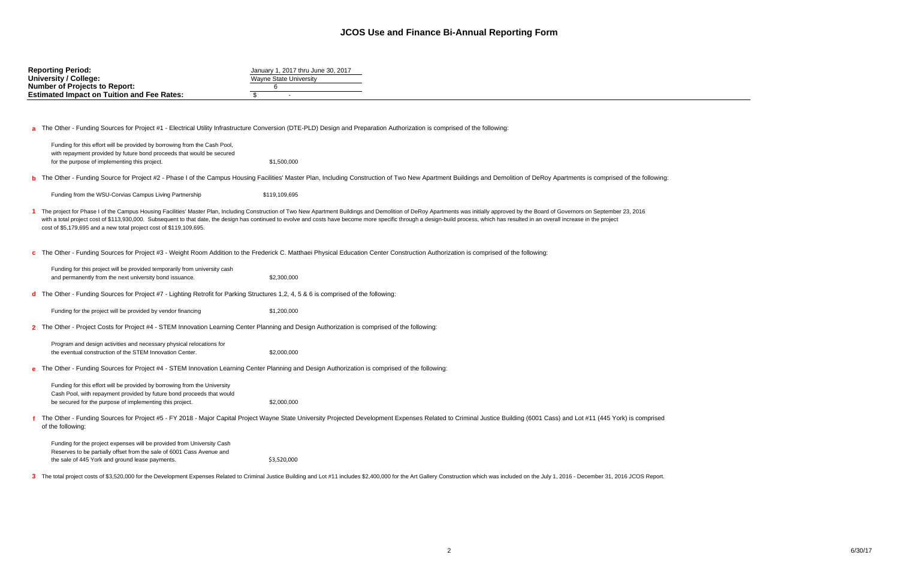# JCOS Use and Finance Bi-Annual Reporting Form

| | |
|---|---|
| **Reporting Period:** | January 1, 2017 thru June 30, 2017 |
| **University / College:** | Wayne State University |
| **Number of Projects to Report:** | 6 |
| **Estimated Impact on Tuition and Fee Rates:** | $ - |

**a** The Other - Funding Sources for Project #1 - Electrical Utility Infrastructure Conversion (DTE-PLD) Design and Preparation Authorization is comprised of the following:

| | |
|---|---|
| Funding for this effort will be provided by borrowing from the Cash Pool, with repayment provided by future bond proceeds that would be secured for the purpose of implementing this project. | $1,500,000 |

**b** The Other - Funding Source for Project #2 - Phase I of the Campus Housing Facilities' Master Plan, Including Construction of Two New Apartment Buildings and Demolition of DeRoy Apartments is comprised of the following:

| | |
|---|---|
| Funding from the WSU-Corvias Campus Living Partnership | $119,109,695 |

**1** The project for Phase I of the Campus Housing Facilities' Master Plan, Including Construction of Two New Apartment Buildings and Demolition of DeRoy Apartments was initially approved by the Board of Governors on September 23, 2016 with a total project cost of $113,930,000. Subsequent to that date, the design has continued to evolve and costs have become more specific through a design-build process, which has resulted in an overall increase in the project cost of $5,179,695 and a new total project cost of $119,109,695.

**c** The Other - Funding Sources for Project #3 - Weight Room Addition to the Frederick C. Matthaei Physical Education Center Construction Authorization is comprised of the following:

| | |
|---|---|
| Funding for this project will be provided temporarily from university cash and permanently from the next university bond issuance. | $2,300,000 |

**d** The Other - Funding Sources for Project #7 - Lighting Retrofit for Parking Structures 1,2, 4, 5 & 6 is comprised of the following:

| | |
|---|---|
| Funding for the project will be provided by vendor financing | $1,200,000 |

**2** The Other - Project Costs for Project #4 - STEM Innovation Learning Center Planning and Design Authorization is comprised of the following:

| | |
|---|---|
| Program and design activities and necessary physical relocations for the eventual construction of the STEM Innovation Center. | $2,000,000 |

**e** The Other - Funding Sources for Project #4 - STEM Innovation Learning Center Planning and Design Authorization is comprised of the following:

| | |
|---|---|
| Funding for this effort will be provided by borrowing from the University Cash Pool, with repayment provided by future bond proceeds that would be secured for the purpose of implementing this project. | $2,000,000 |

**f** The Other - Funding Sources for Project #5 - FY 2018 - Major Capital Project Wayne State University Projected Development Expenses Related to Criminal Justice Building (6001 Cass) and Lot #11 (445 York) is comprised of the following:

| | |
|---|---|
| Funding for the project expenses will be provided from University Cash Reserves to be partially offset from the sale of 6001 Cass Avenue and the sale of 445 York and ground lease payments. | $3,520,000 |

**3** The total project costs of $3,520,000 for the Development Expenses Related to Criminal Justice Building and Lot #11 includes $2,400,000 for the Art Gallery Construction which was included on the July 1, 2016 - December 31, 2016 JCOS Report.